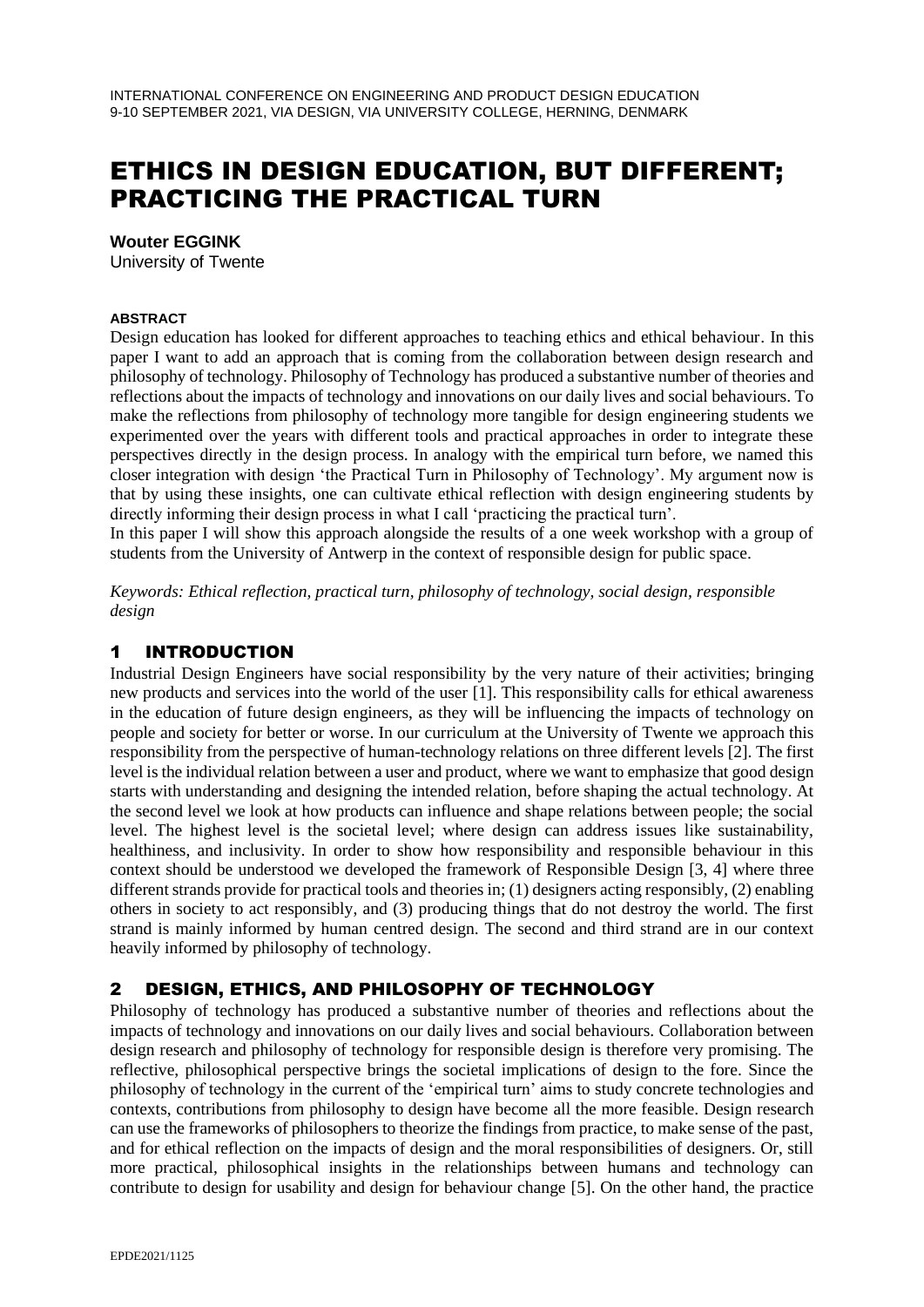# ETHICS IN DESIGN EDUCATION, BUT DIFFERENT; PRACTICING THE PRACTICAL TURN

**Wouter EGGINK**
University of Twente

#### ABSTRACT

Design education has looked for different approaches to teaching ethics and ethical behaviour. In this paper I want to add an approach that is coming from the collaboration between design research and philosophy of technology. Philosophy of Technology has produced a substantive number of theories and reflections about the impacts of technology and innovations on our daily lives and social behaviours. To make the reflections from philosophy of technology more tangible for design engineering students we experimented over the years with different tools and practical approaches in order to integrate these perspectives directly in the design process. In analogy with the empirical turn before, we named this closer integration with design 'the Practical Turn in Philosophy of Technology'. My argument now is that by using these insights, one can cultivate ethical reflection with design engineering students by directly informing their design process in what I call 'practicing the practical turn'.
In this paper I will show this approach alongside the results of a one week workshop with a group of students from the University of Antwerp in the context of responsible design for public space.

*Keywords: Ethical reflection, practical turn, philosophy of technology, social design, responsible design*

## 1 INTRODUCTION

Industrial Design Engineers have social responsibility by the very nature of their activities; bringing new products and services into the world of the user [1]. This responsibility calls for ethical awareness in the education of future design engineers, as they will be influencing the impacts of technology on people and society for better or worse. In our curriculum at the University of Twente we approach this responsibility from the perspective of human-technology relations on three different levels [2]. The first level is the individual relation between a user and product, where we want to emphasize that good design starts with understanding and designing the intended relation, before shaping the actual technology. At the second level we look at how products can influence and shape relations between people; the social level. The highest level is the societal level; where design can address issues like sustainability, healthiness, and inclusivity. In order to show how responsibility and responsible behaviour in this context should be understood we developed the framework of Responsible Design [3, 4] where three different strands provide for practical tools and theories in; (1) designers acting responsibly, (2) enabling others in society to act responsibly, and (3) producing things that do not destroy the world. The first strand is mainly informed by human centred design. The second and third strand are in our context heavily informed by philosophy of technology.

## 2 DESIGN, ETHICS, AND PHILOSOPHY OF TECHNOLOGY

Philosophy of technology has produced a substantive number of theories and reflections about the impacts of technology and innovations on our daily lives and social behaviours. Collaboration between design research and philosophy of technology for responsible design is therefore very promising. The reflective, philosophical perspective brings the societal implications of design to the fore. Since the philosophy of technology in the current of the 'empirical turn' aims to study concrete technologies and contexts, contributions from philosophy to design have become all the more feasible. Design research can use the frameworks of philosophers to theorize the findings from practice, to make sense of the past, and for ethical reflection on the impacts of design and the moral responsibilities of designers. Or, still more practical, philosophical insights in the relationships between humans and technology can contribute to design for usability and design for behaviour change [5]. On the other hand, the practice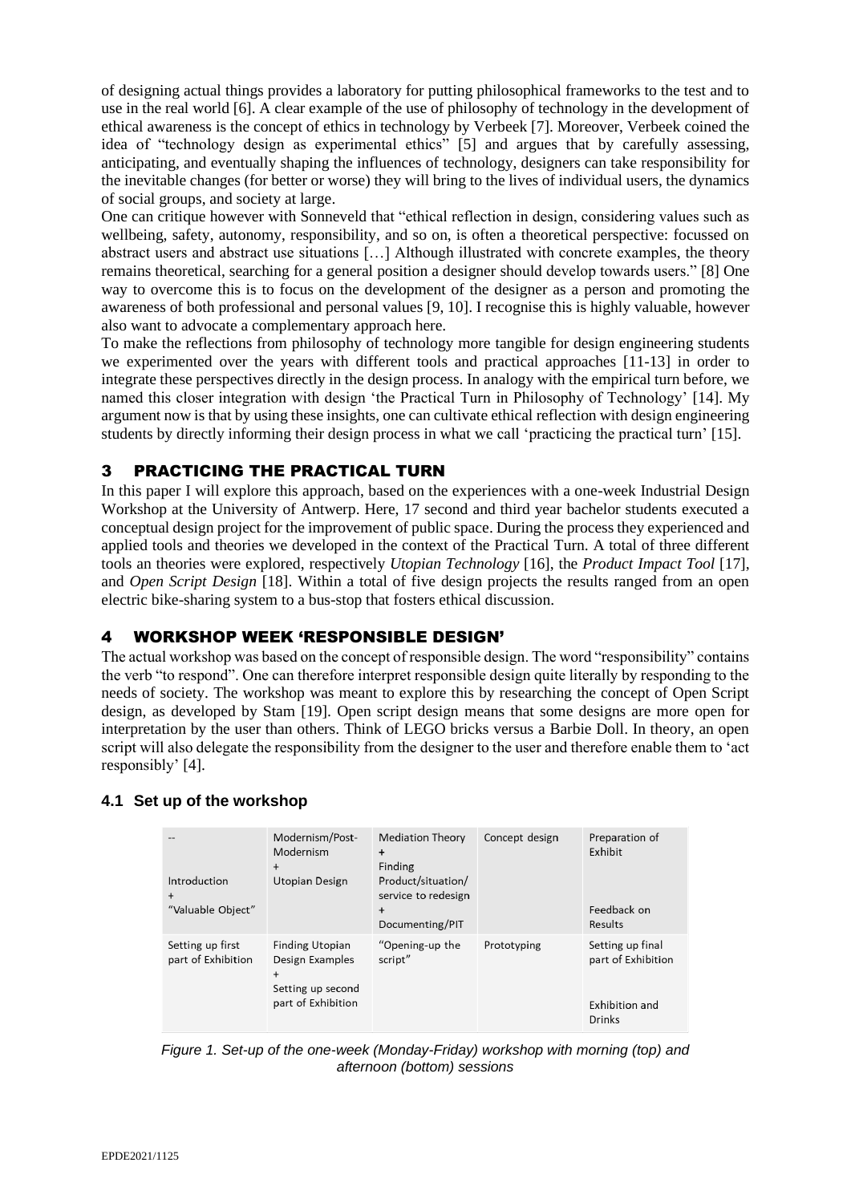of designing actual things provides a laboratory for putting philosophical frameworks to the test and to use in the real world [6]. A clear example of the use of philosophy of technology in the development of ethical awareness is the concept of ethics in technology by Verbeek [7]. Moreover, Verbeek coined the idea of "technology design as experimental ethics" [5] and argues that by carefully assessing, anticipating, and eventually shaping the influences of technology, designers can take responsibility for the inevitable changes (for better or worse) they will bring to the lives of individual users, the dynamics of social groups, and society at large.

One can critique however with Sonneveld that "ethical reflection in design, considering values such as wellbeing, safety, autonomy, responsibility, and so on, is often a theoretical perspective: focussed on abstract users and abstract use situations […] Although illustrated with concrete examples, the theory remains theoretical, searching for a general position a designer should develop towards users." [8] One way to overcome this is to focus on the development of the designer as a person and promoting the awareness of both professional and personal values [9, 10]. I recognise this is highly valuable, however also want to advocate a complementary approach here.

To make the reflections from philosophy of technology more tangible for design engineering students we experimented over the years with different tools and practical approaches [11-13] in order to integrate these perspectives directly in the design process. In analogy with the empirical turn before, we named this closer integration with design 'the Practical Turn in Philosophy of Technology' [14]. My argument now is that by using these insights, one can cultivate ethical reflection with design engineering students by directly informing their design process in what we call 'practicing the practical turn' [15].

# 3 PRACTICING THE PRACTICAL TURN

In this paper I will explore this approach, based on the experiences with a one-week Industrial Design Workshop at the University of Antwerp. Here, 17 second and third year bachelor students executed a conceptual design project for the improvement of public space. During the process they experienced and applied tools and theories we developed in the context of the Practical Turn. A total of three different tools an theories were explored, respectively *Utopian Technology* [16], the *Product Impact Tool* [17], and *Open Script Design* [18]. Within a total of five design projects the results ranged from an open electric bike-sharing system to a bus-stop that fosters ethical discussion.

# 4 WORKSHOP WEEK 'RESPONSIBLE DESIGN'

The actual workshop was based on the concept of responsible design. The word "responsibility" contains the verb "to respond". One can therefore interpret responsible design quite literally by responding to the needs of society. The workshop was meant to explore this by researching the concept of Open Script design, as developed by Stam [19]. Open script design means that some designs are more open for interpretation by the user than others. Think of LEGO bricks versus a Barbie Doll. In theory, an open script will also delegate the responsibility from the designer to the user and therefore enable them to 'act responsibly' [4].

## 4.1 Set up of the workshop

| -- Introduction + "Valuable Object" | Modernism/Post-Modernism + Utopian Design | Mediation Theory + Finding Product/situation/ service to redesign + Documenting/PIT | Concept design | Preparation of Exhibit Feedback on Results |
|---|---|---|---|---|
| Setting up first part of Exhibition | Finding Utopian Design Examples + Setting up second part of Exhibition | "Opening-up the script" | Prototyping | Setting up final part of Exhibition Exhibition and Drinks |

*Figure 1. Set-up of the one-week (Monday-Friday) workshop with morning (top) and afternoon (bottom) sessions*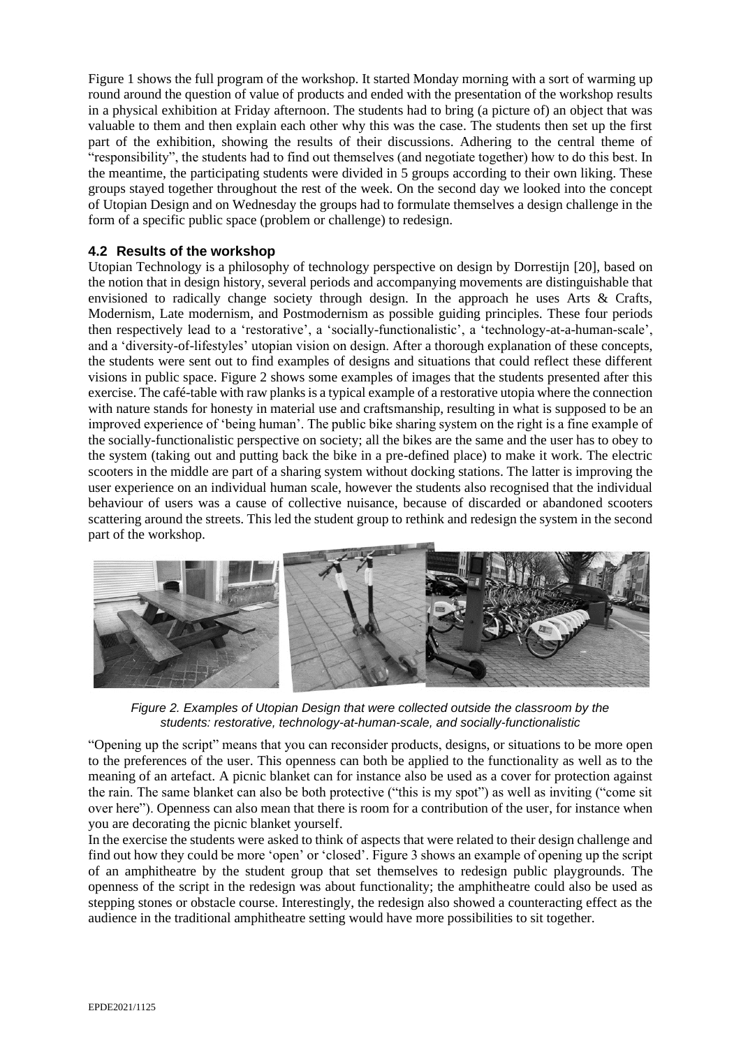Figure 1 shows the full program of the workshop. It started Monday morning with a sort of warming up round around the question of value of products and ended with the presentation of the workshop results in a physical exhibition at Friday afternoon. The students had to bring (a picture of) an object that was valuable to them and then explain each other why this was the case. The students then set up the first part of the exhibition, showing the results of their discussions. Adhering to the central theme of "responsibility", the students had to find out themselves (and negotiate together) how to do this best. In the meantime, the participating students were divided in 5 groups according to their own liking. These groups stayed together throughout the rest of the week. On the second day we looked into the concept of Utopian Design and on Wednesday the groups had to formulate themselves a design challenge in the form of a specific public space (problem or challenge) to redesign.

### 4.2 Results of the workshop

Utopian Technology is a philosophy of technology perspective on design by Dorrestijn [20], based on the notion that in design history, several periods and accompanying movements are distinguishable that envisioned to radically change society through design. In the approach he uses Arts & Crafts, Modernism, Late modernism, and Postmodernism as possible guiding principles. These four periods then respectively lead to a 'restorative', a 'socially-functionalistic', a 'technology-at-a-human-scale', and a 'diversity-of-lifestyles' utopian vision on design. After a thorough explanation of these concepts, the students were sent out to find examples of designs and situations that could reflect these different visions in public space. Figure 2 shows some examples of images that the students presented after this exercise. The café-table with raw planks is a typical example of a restorative utopia where the connection with nature stands for honesty in material use and craftsmanship, resulting in what is supposed to be an improved experience of 'being human'. The public bike sharing system on the right is a fine example of the socially-functionalistic perspective on society; all the bikes are the same and the user has to obey to the system (taking out and putting back the bike in a pre-defined place) to make it work. The electric scooters in the middle are part of a sharing system without docking stations. The latter is improving the user experience on an individual human scale, however the students also recognised that the individual behaviour of users was a cause of collective nuisance, because of discarded or abandoned scooters scattering around the streets. This led the student group to rethink and redesign the system in the second part of the workshop.

*Figure 2. Examples of Utopian Design that were collected outside the classroom by the students: restorative, technology-at-human-scale, and socially-functionalistic*

"Opening up the script" means that you can reconsider products, designs, or situations to be more open to the preferences of the user. This openness can both be applied to the functionality as well as to the meaning of an artefact. A picnic blanket can for instance also be used as a cover for protection against the rain. The same blanket can also be both protective ("this is my spot") as well as inviting ("come sit over here"). Openness can also mean that there is room for a contribution of the user, for instance when you are decorating the picnic blanket yourself.

In the exercise the students were asked to think of aspects that were related to their design challenge and find out how they could be more 'open' or 'closed'. Figure 3 shows an example of opening up the script of an amphitheatre by the student group that set themselves to redesign public playgrounds. The openness of the script in the redesign was about functionality; the amphitheatre could also be used as stepping stones or obstacle course. Interestingly, the redesign also showed a counteracting effect as the audience in the traditional amphitheatre setting would have more possibilities to sit together.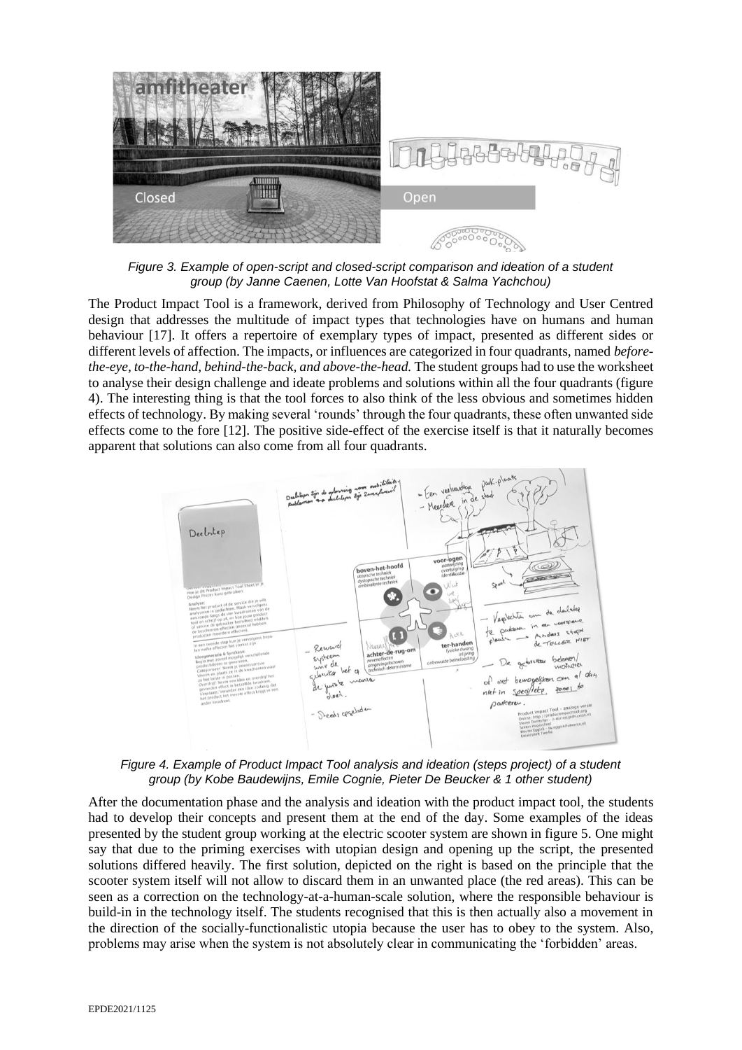*Figure 3. Example of open-script and closed-script comparison and ideation of a student group (by Janne Caenen, Lotte Van Hoofstat & Salma Yachchou)*

The Product Impact Tool is a framework, derived from Philosophy of Technology and User Centred design that addresses the multitude of impact types that technologies have on humans and human behaviour [17]. It offers a repertoire of exemplary types of impact, presented as different sides or different levels of affection. The impacts, or influences are categorized in four quadrants, named *before-the-eye, to-the-hand, behind-the-back, and above-the-head.* The student groups had to use the worksheet to analyse their design challenge and ideate problems and solutions within all the four quadrants (figure 4). The interesting thing is that the tool forces to also think of the less obvious and sometimes hidden effects of technology. By making several 'rounds' through the four quadrants, these often unwanted side effects come to the fore [12]. The positive side-effect of the exercise itself is that it naturally becomes apparent that solutions can also come from all four quadrants.

*Figure 4. Example of Product Impact Tool analysis and ideation (steps project) of a student group (by Kobe Baudewijns, Emile Cognie, Pieter De Beucker & 1 other student)*

After the documentation phase and the analysis and ideation with the product impact tool, the students had to develop their concepts and present them at the end of the day. Some examples of the ideas presented by the student group working at the electric scooter system are shown in figure 5. One might say that due to the priming exercises with utopian design and opening up the script, the presented solutions differed heavily. The first solution, depicted on the right is based on the principle that the scooter system itself will not allow to discard them in an unwanted place (the red areas). This can be seen as a correction on the technology-at-a-human-scale solution, where the responsible behaviour is build-in in the technology itself. The students recognised that this is then actually also a movement in the direction of the socially-functionalistic utopia because the user has to obey to the system. Also, problems may arise when the system is not absolutely clear in communicating the 'forbidden' areas.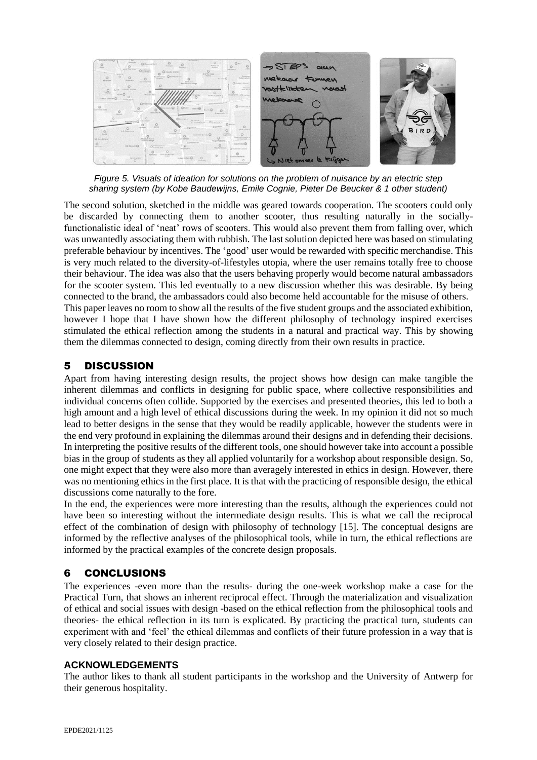*Figure 5. Visuals of ideation for solutions on the problem of nuisance by an electric step sharing system (by Kobe Baudewijns, Emile Cognie, Pieter De Beucker & 1 other student)*

The second solution, sketched in the middle was geared towards cooperation. The scooters could only be discarded by connecting them to another scooter, thus resulting naturally in the socially-functionalistic ideal of 'neat' rows of scooters. This would also prevent them from falling over, which was unwantedly associating them with rubbish. The last solution depicted here was based on stimulating preferable behaviour by incentives. The 'good' user would be rewarded with specific merchandise. This is very much related to the diversity-of-lifestyles utopia, where the user remains totally free to choose their behaviour. The idea was also that the users behaving properly would become natural ambassadors for the scooter system. This led eventually to a new discussion whether this was desirable. By being connected to the brand, the ambassadors could also become held accountable for the misuse of others.

This paper leaves no room to show all the results of the five student groups and the associated exhibition, however I hope that I have shown how the different philosophy of technology inspired exercises stimulated the ethical reflection among the students in a natural and practical way. This by showing them the dilemmas connected to design, coming directly from their own results in practice.

## 5 DISCUSSION

Apart from having interesting design results, the project shows how design can make tangible the inherent dilemmas and conflicts in designing for public space, where collective responsibilities and individual concerns often collide. Supported by the exercises and presented theories, this led to both a high amount and a high level of ethical discussions during the week. In my opinion it did not so much lead to better designs in the sense that they would be readily applicable, however the students were in the end very profound in explaining the dilemmas around their designs and in defending their decisions. In interpreting the positive results of the different tools, one should however take into account a possible bias in the group of students as they all applied voluntarily for a workshop about responsible design. So, one might expect that they were also more than averagely interested in ethics in design. However, there was no mentioning ethics in the first place. It is that with the practicing of responsible design, the ethical discussions come naturally to the fore.

In the end, the experiences were more interesting than the results, although the experiences could not have been so interesting without the intermediate design results. This is what we call the reciprocal effect of the combination of design with philosophy of technology [15]. The conceptual designs are informed by the reflective analyses of the philosophical tools, while in turn, the ethical reflections are informed by the practical examples of the concrete design proposals.

## 6 CONCLUSIONS

The experiences -even more than the results- during the one-week workshop make a case for the Practical Turn, that shows an inherent reciprocal effect. Through the materialization and visualization of ethical and social issues with design -based on the ethical reflection from the philosophical tools and theories- the ethical reflection in its turn is explicated. By practicing the practical turn, students can experiment with and 'feel' the ethical dilemmas and conflicts of their future profession in a way that is very closely related to their design practice.

### ACKNOWLEDGEMENTS

The author likes to thank all student participants in the workshop and the University of Antwerp for their generous hospitality.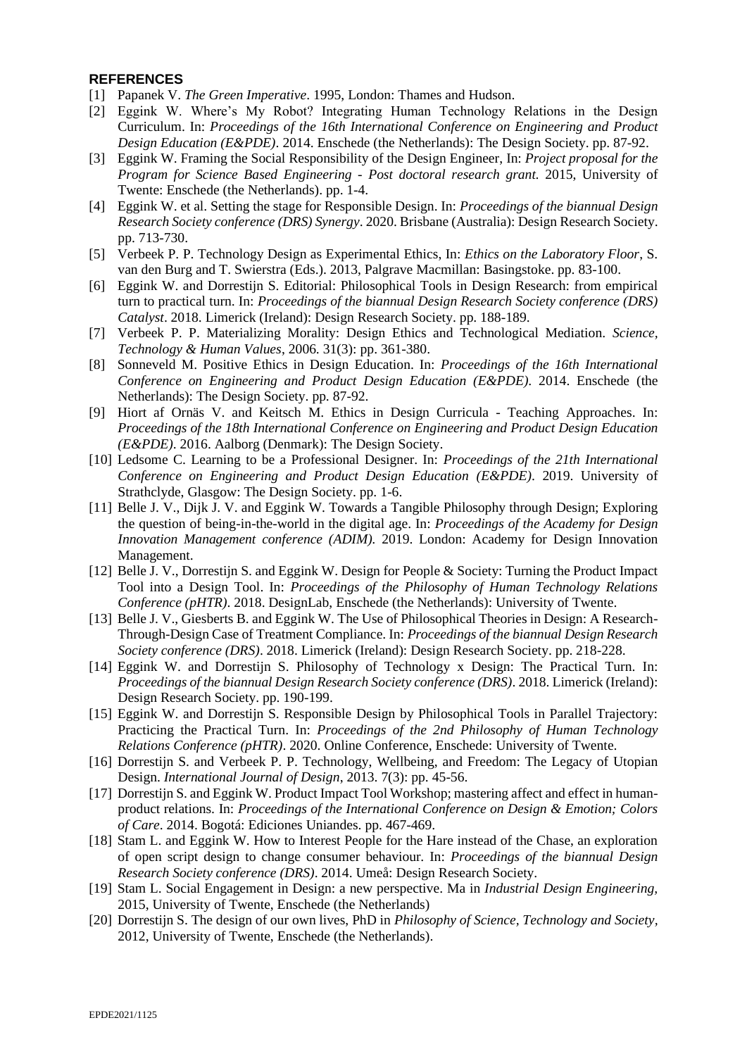## REFERENCES

[1] Papanek V. *The Green Imperative*. 1995, London: Thames and Hudson.

[2] Eggink W. Where's My Robot? Integrating Human Technology Relations in the Design Curriculum. In: *Proceedings of the 16th International Conference on Engineering and Product Design Education (E&PDE)*. 2014. Enschede (the Netherlands): The Design Society. pp. 87-92.

[3] Eggink W. Framing the Social Responsibility of the Design Engineer, In: *Project proposal for the Program for Science Based Engineering - Post doctoral research grant.* 2015, University of Twente: Enschede (the Netherlands). pp. 1-4.

[4] Eggink W. et al. Setting the stage for Responsible Design. In: *Proceedings of the biannual Design Research Society conference (DRS) Synergy*. 2020. Brisbane (Australia): Design Research Society. pp. 713-730.

[5] Verbeek P. P. Technology Design as Experimental Ethics, In: *Ethics on the Laboratory Floor*, S. van den Burg and T. Swierstra (Eds.). 2013, Palgrave Macmillan: Basingstoke. pp. 83-100.

[6] Eggink W. and Dorrestijn S. Editorial: Philosophical Tools in Design Research: from empirical turn to practical turn. In: *Proceedings of the biannual Design Research Society conference (DRS) Catalyst*. 2018. Limerick (Ireland): Design Research Society. pp. 188-189.

[7] Verbeek P. P. Materializing Morality: Design Ethics and Technological Mediation. *Science, Technology & Human Values*, 2006. 31(3): pp. 361-380.

[8] Sonneveld M. Positive Ethics in Design Education. In: *Proceedings of the 16th International Conference on Engineering and Product Design Education (E&PDE)*. 2014. Enschede (the Netherlands): The Design Society. pp. 87-92.

[9] Hiort af Ornäs V. and Keitsch M. Ethics in Design Curricula - Teaching Approaches. In: *Proceedings of the 18th International Conference on Engineering and Product Design Education (E&PDE)*. 2016. Aalborg (Denmark): The Design Society.

[10] Ledsome C. Learning to be a Professional Designer. In: *Proceedings of the 21th International Conference on Engineering and Product Design Education (E&PDE)*. 2019. University of Strathclyde, Glasgow: The Design Society. pp. 1-6.

[11] Belle J. V., Dijk J. V. and Eggink W. Towards a Tangible Philosophy through Design; Exploring the question of being-in-the-world in the digital age. In: *Proceedings of the Academy for Design Innovation Management conference (ADIM).* 2019. London: Academy for Design Innovation Management.

[12] Belle J. V., Dorrestijn S. and Eggink W. Design for People & Society: Turning the Product Impact Tool into a Design Tool. In: *Proceedings of the Philosophy of Human Technology Relations Conference (pHTR)*. 2018. DesignLab, Enschede (the Netherlands): University of Twente.

[13] Belle J. V., Giesberts B. and Eggink W. The Use of Philosophical Theories in Design: A Research-Through-Design Case of Treatment Compliance. In: *Proceedings of the biannual Design Research Society conference (DRS)*. 2018. Limerick (Ireland): Design Research Society. pp. 218-228.

[14] Eggink W. and Dorrestijn S. Philosophy of Technology x Design: The Practical Turn. In: *Proceedings of the biannual Design Research Society conference (DRS)*. 2018. Limerick (Ireland): Design Research Society. pp. 190-199.

[15] Eggink W. and Dorrestijn S. Responsible Design by Philosophical Tools in Parallel Trajectory: Practicing the Practical Turn. In: *Proceedings of the 2nd Philosophy of Human Technology Relations Conference (pHTR)*. 2020. Online Conference, Enschede: University of Twente.

[16] Dorrestijn S. and Verbeek P. P. Technology, Wellbeing, and Freedom: The Legacy of Utopian Design. *International Journal of Design*, 2013. 7(3): pp. 45-56.

[17] Dorrestijn S. and Eggink W. Product Impact Tool Workshop; mastering affect and effect in human-product relations. In: *Proceedings of the International Conference on Design & Emotion; Colors of Care*. 2014. Bogotá: Ediciones Uniandes. pp. 467-469.

[18] Stam L. and Eggink W. How to Interest People for the Hare instead of the Chase, an exploration of open script design to change consumer behaviour. In: *Proceedings of the biannual Design Research Society conference (DRS)*. 2014. Umeå: Design Research Society.

[19] Stam L. Social Engagement in Design: a new perspective. Ma in *Industrial Design Engineering,* 2015, University of Twente, Enschede (the Netherlands)

[20] Dorrestijn S. The design of our own lives, PhD in *Philosophy of Science, Technology and Society*, 2012, University of Twente, Enschede (the Netherlands).